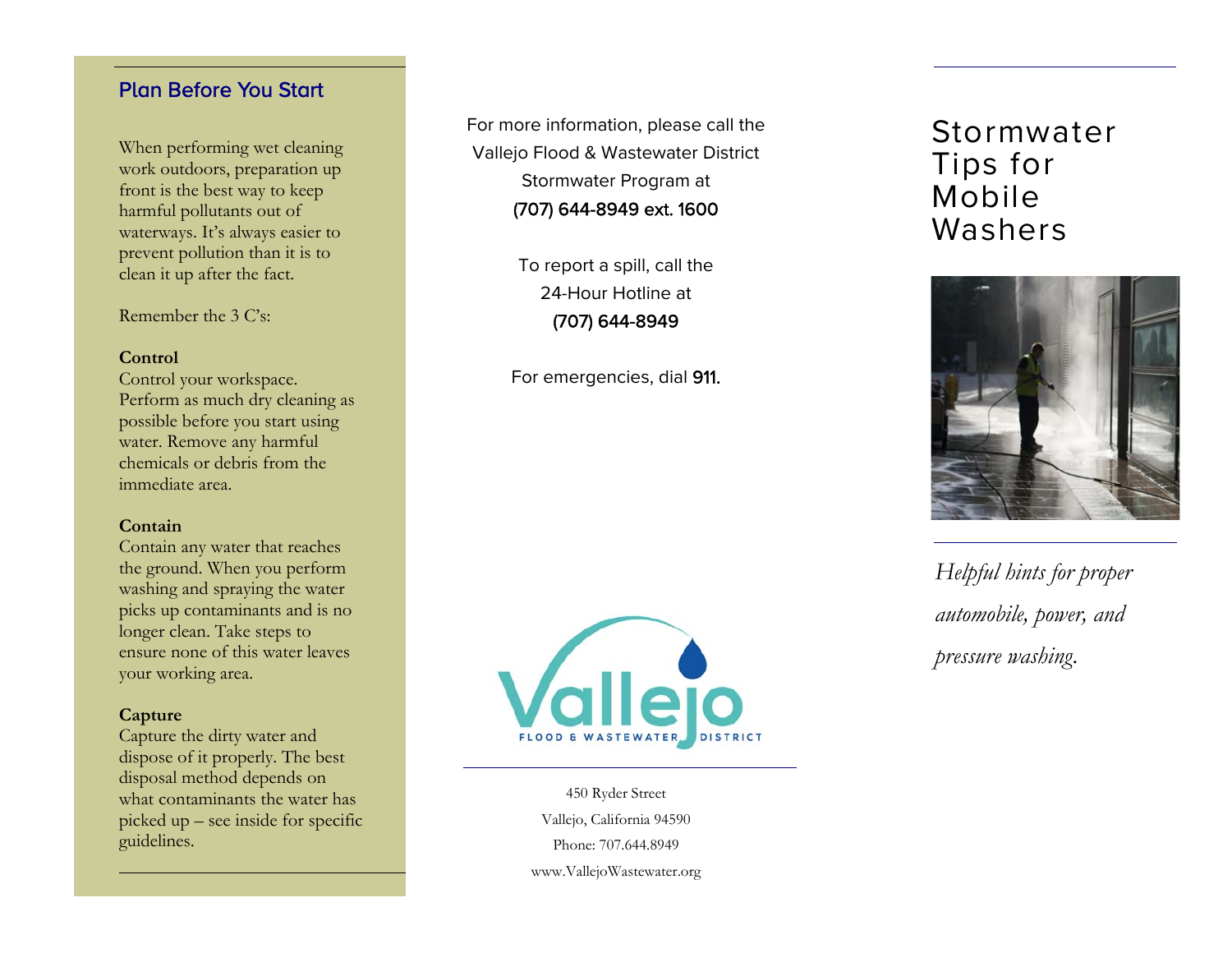## Plan Before You Start

When performing wet cleaning work outdoors, preparation up front is the best way to keep harmful pollutants out of waterways. It's always easier to prevent pollution than it is to clean it up after the fact.

Remember the 3 C's:

**Control**
Control your workspace. Perform as much dry cleaning as possible before you start using water. Remove any harmful chemicals or debris from the immediate area.

**Contain**
Contain any water that reaches the ground. When you perform washing and spraying the water picks up contaminants and is no longer clean. Take steps to ensure none of this water leaves your working area.

**Capture**
Capture the dirty water and dispose of it properly. The best disposal method depends on what contaminants the water has picked up – see inside for specific guidelines.

For more information, please call the Vallejo Flood & Wastewater District Stormwater Program at
(707) 644-8949 ext. 1600

To report a spill, call the 24-Hour Hotline at
(707) 644-8949

For emergencies, dial 911.

Vallejo FLOOD & WASTEWATER DISTRICT

450 Ryder Street
Vallejo, California 94590
Phone: 707.644.8949
www.VallejoWastewater.org

# Stormwater Tips for Mobile Washers

*Helpful hints for proper automobile, power, and pressure washing.*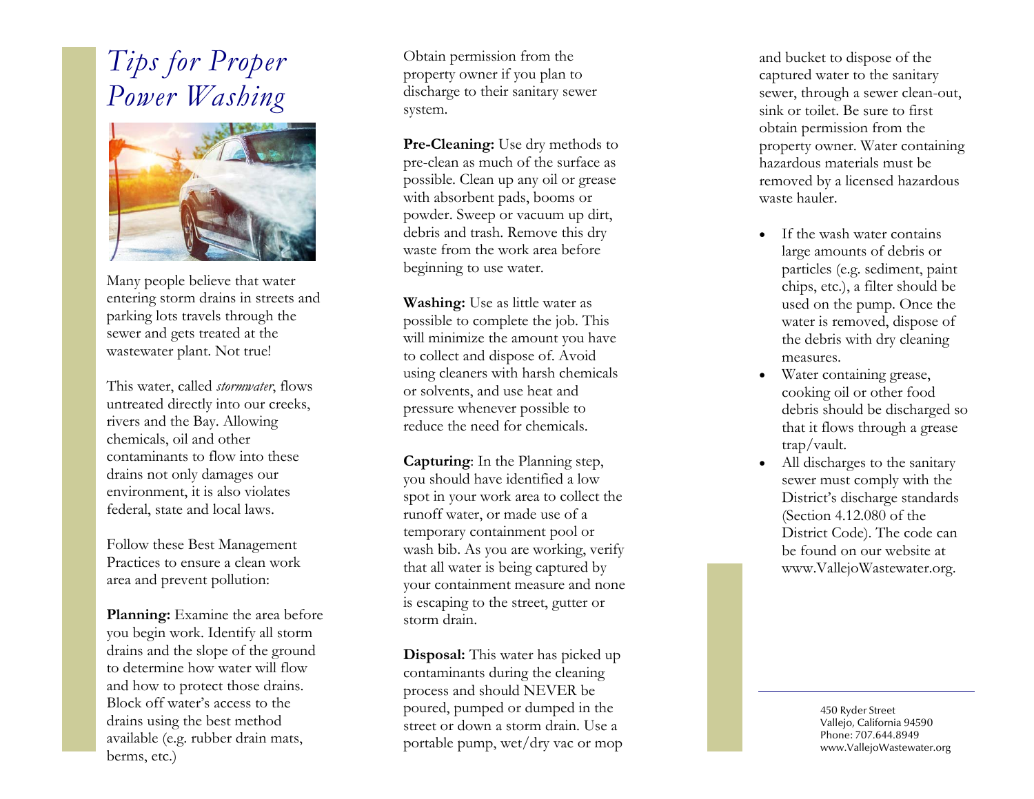# *Tips for Proper Power Washing*

Many people believe that water entering storm drains in streets and parking lots travels through the sewer and gets treated at the wastewater plant. Not true!

This water, called *stormwater*, flows untreated directly into our creeks, rivers and the Bay. Allowing chemicals, oil and other contaminants to flow into these drains not only damages our environment, it is also violates federal, state and local laws.

Follow these Best Management Practices to ensure a clean work area and prevent pollution:

**Planning:** Examine the area before you begin work. Identify all storm drains and the slope of the ground to determine how water will flow and how to protect those drains. Block off water's access to the drains using the best method available (e.g. rubber drain mats, berms, etc.) Obtain permission from the property owner if you plan to discharge to their sanitary sewer system.

**Pre-Cleaning:** Use dry methods to pre-clean as much of the surface as possible. Clean up any oil or grease with absorbent pads, booms or powder. Sweep or vacuum up dirt, debris and trash. Remove this dry waste from the work area before beginning to use water.

**Washing:** Use as little water as possible to complete the job. This will minimize the amount you have to collect and dispose of. Avoid using cleaners with harsh chemicals or solvents, and use heat and pressure whenever possible to reduce the need for chemicals.

**Capturing**: In the Planning step, you should have identified a low spot in your work area to collect the runoff water, or made use of a temporary containment pool or wash bib. As you are working, verify that all water is being captured by your containment measure and none is escaping to the street, gutter or storm drain.

**Disposal:** This water has picked up contaminants during the cleaning process and should NEVER be poured, pumped or dumped in the street or down a storm drain. Use a portable pump, wet/dry vac or mop and bucket to dispose of the captured water to the sanitary sewer, through a sewer clean-out, sink or toilet. Be sure to first obtain permission from the property owner. Water containing hazardous materials must be removed by a licensed hazardous waste hauler.

- If the wash water contains large amounts of debris or particles (e.g. sediment, paint chips, etc.), a filter should be used on the pump. Once the water is removed, dispose of the debris with dry cleaning measures.
- Water containing grease, cooking oil or other food debris should be discharged so that it flows through a grease trap/vault.
- All discharges to the sanitary sewer must comply with the District's discharge standards (Section 4.12.080 of the District Code). The code can be found on our website at www.VallejoWastewater.org.

450 Ryder Street
Vallejo, California 94590
Phone: 707.644.8949
www.VallejoWastewater.org